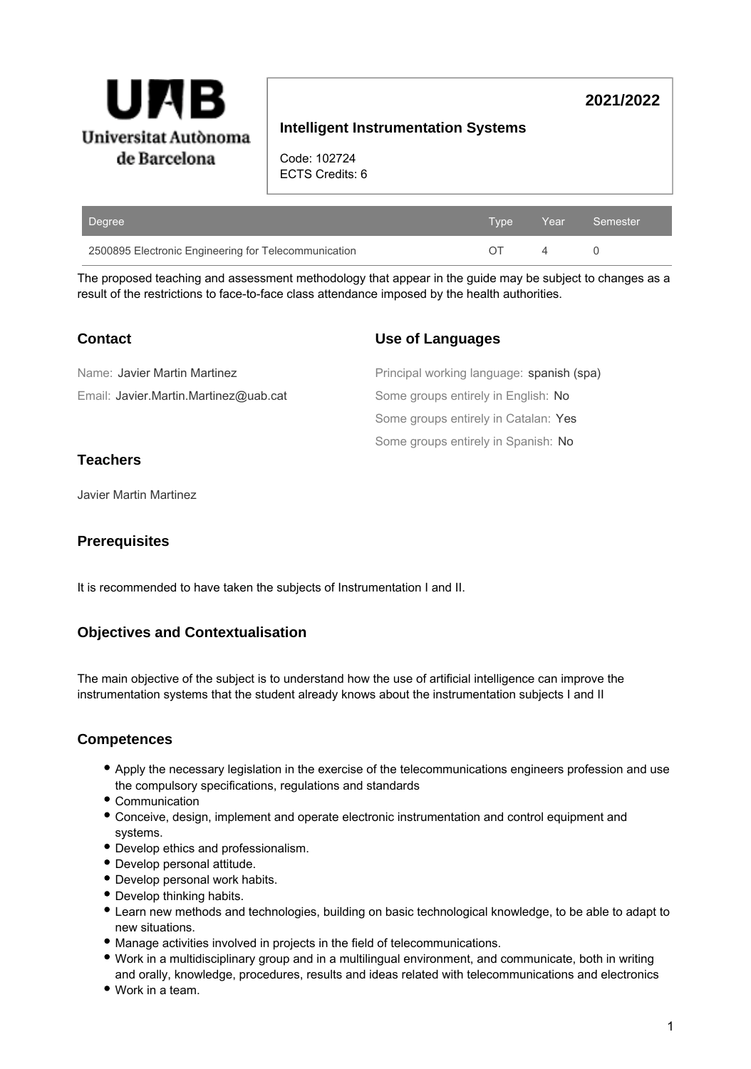Universitat Autònoma de Barcelona

**2021/2022**

# Intelligent Instrumentation Systems

Code: 102724
ECTS Credits: 6

| Degree | Type | Year | Semester |
|---|---|---|---|
| 2500895 Electronic Engineering for Telecommunication | OT | 4 | 0 |

The proposed teaching and assessment methodology that appear in the guide may be subject to changes as a result of the restrictions to face-to-face class attendance imposed by the health authorities.

## Contact

Name: Javier Martin Martinez

Email: Javier.Martin.Martinez@uab.cat

## Use of Languages

Principal working language: spanish (spa)

Some groups entirely in English: No

Some groups entirely in Catalan: Yes

Some groups entirely in Spanish: No

## Teachers

Javier Martin Martinez

## Prerequisites

It is recommended to have taken the subjects of Instrumentation I and II.

## Objectives and Contextualisation

The main objective of the subject is to understand how the use of artificial intelligence can improve the instrumentation systems that the student already knows about the instrumentation subjects I and II

## Competences

- Apply the necessary legislation in the exercise of the telecommunications engineers profession and use the compulsory specifications, regulations and standards
- Communication
- Conceive, design, implement and operate electronic instrumentation and control equipment and systems.
- Develop ethics and professionalism.
- Develop personal attitude.
- Develop personal work habits.
- Develop thinking habits.
- Learn new methods and technologies, building on basic technological knowledge, to be able to adapt to new situations.
- Manage activities involved in projects in the field of telecommunications.
- Work in a multidisciplinary group and in a multilingual environment, and communicate, both in writing and orally, knowledge, procedures, results and ideas related with telecommunications and electronics
- Work in a team.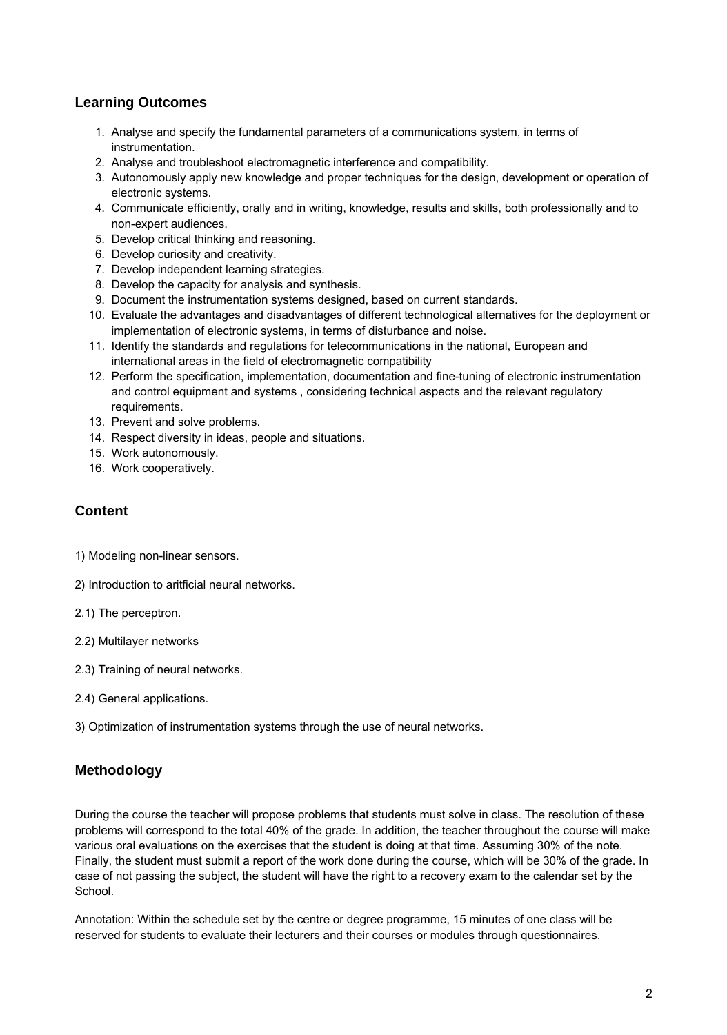## Learning Outcomes

1. Analyse and specify the fundamental parameters of a communications system, in terms of instrumentation.
2. Analyse and troubleshoot electromagnetic interference and compatibility.
3. Autonomously apply new knowledge and proper techniques for the design, development or operation of electronic systems.
4. Communicate efficiently, orally and in writing, knowledge, results and skills, both professionally and to non-expert audiences.
5. Develop critical thinking and reasoning.
6. Develop curiosity and creativity.
7. Develop independent learning strategies.
8. Develop the capacity for analysis and synthesis.
9. Document the instrumentation systems designed, based on current standards.
10. Evaluate the advantages and disadvantages of different technological alternatives for the deployment or implementation of electronic systems, in terms of disturbance and noise.
11. Identify the standards and regulations for telecommunications in the national, European and international areas in the field of electromagnetic compatibility
12. Perform the specification, implementation, documentation and fine-tuning of electronic instrumentation and control equipment and systems , considering technical aspects and the relevant regulatory requirements.
13. Prevent and solve problems.
14. Respect diversity in ideas, people and situations.
15. Work autonomously.
16. Work cooperatively.

## Content

1) Modeling non-linear sensors.

2) Introduction to aritficial neural networks.

2.1) The perceptron.

2.2) Multilayer networks

2.3) Training of neural networks.

2.4) General applications.

3) Optimization of instrumentation systems through the use of neural networks.

## Methodology

During the course the teacher will propose problems that students must solve in class. The resolution of these problems will correspond to the total 40% of the grade. In addition, the teacher throughout the course will make various oral evaluations on the exercises that the student is doing at that time. Assuming 30% of the note. Finally, the student must submit a report of the work done during the course, which will be 30% of the grade. In case of not passing the subject, the student will have the right to a recovery exam to the calendar set by the School.

Annotation: Within the schedule set by the centre or degree programme, 15 minutes of one class will be reserved for students to evaluate their lecturers and their courses or modules through questionnaires.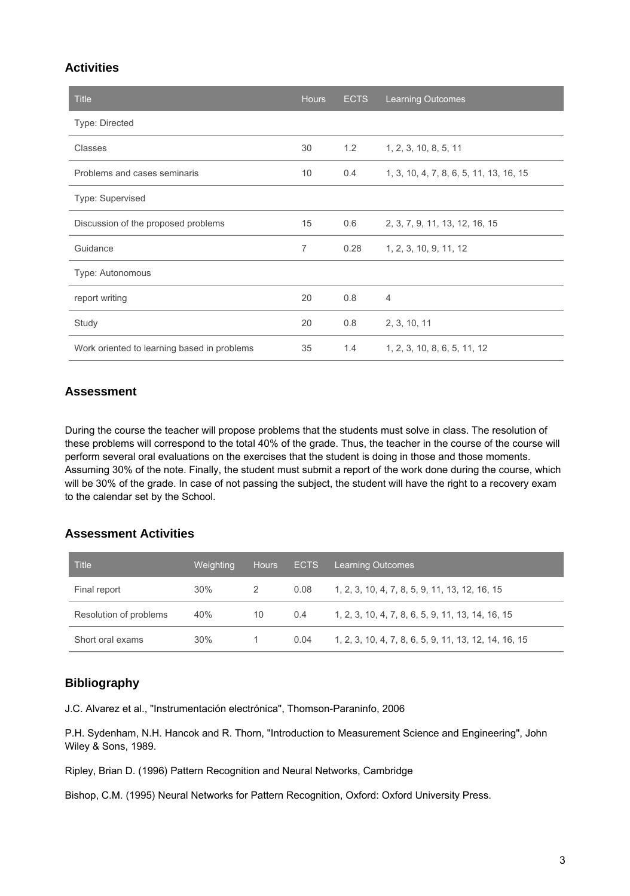## Activities

| Title | Hours | ECTS | Learning Outcomes |
|---|---|---|---|
| Type: Directed | | | |
| Classes | 30 | 1.2 | 1, 2, 3, 10, 8, 5, 11 |
| Problems and cases seminaris | 10 | 0.4 | 1, 3, 10, 4, 7, 8, 6, 5, 11, 13, 16, 15 |
| Type: Supervised | | | |
| Discussion of the proposed problems | 15 | 0.6 | 2, 3, 7, 9, 11, 13, 12, 16, 15 |
| Guidance | 7 | 0.28 | 1, 2, 3, 10, 9, 11, 12 |
| Type: Autonomous | | | |
| report writing | 20 | 0.8 | 4 |
| Study | 20 | 0.8 | 2, 3, 10, 11 |
| Work oriented to learning based in problems | 35 | 1.4 | 1, 2, 3, 10, 8, 6, 5, 11, 12 |

## Assessment

During the course the teacher will propose problems that the students must solve in class. The resolution of these problems will correspond to the total 40% of the grade. Thus, the teacher in the course of the course will perform several oral evaluations on the exercises that the student is doing in those and those moments. Assuming 30% of the note. Finally, the student must submit a report of the work done during the course, which will be 30% of the grade. In case of not passing the subject, the student will have the right to a recovery exam to the calendar set by the School.

## Assessment Activities

| Title | Weighting | Hours | ECTS | Learning Outcomes |
|---|---|---|---|---|
| Final report | 30% | 2 | 0.08 | 1, 2, 3, 10, 4, 7, 8, 5, 9, 11, 13, 12, 16, 15 |
| Resolution of problems | 40% | 10 | 0.4 | 1, 2, 3, 10, 4, 7, 8, 6, 5, 9, 11, 13, 14, 16, 15 |
| Short oral exams | 30% | 1 | 0.04 | 1, 2, 3, 10, 4, 7, 8, 6, 5, 9, 11, 13, 12, 14, 16, 15 |

## Bibliography

J.C. Alvarez et al., "Instrumentación electrónica", Thomson-Paraninfo, 2006

P.H. Sydenham, N.H. Hancok and R. Thorn, "Introduction to Measurement Science and Engineering", John Wiley & Sons, 1989.

Ripley, Brian D. (1996) Pattern Recognition and Neural Networks, Cambridge

Bishop, C.M. (1995) Neural Networks for Pattern Recognition, Oxford: Oxford University Press.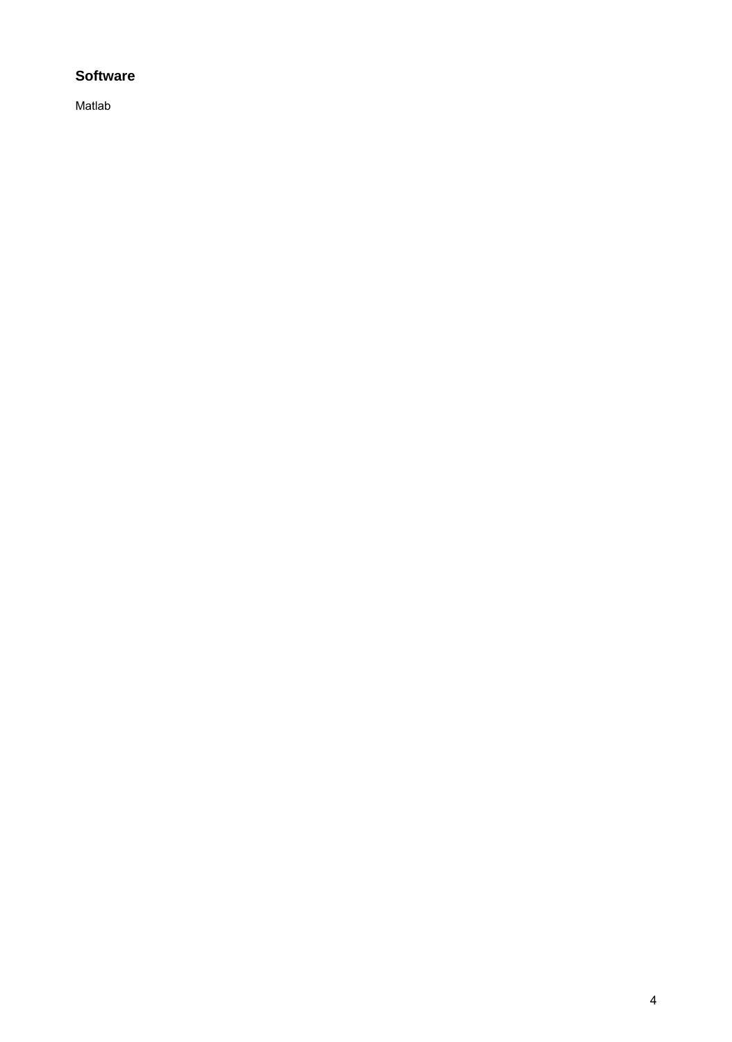### Software

Matlab